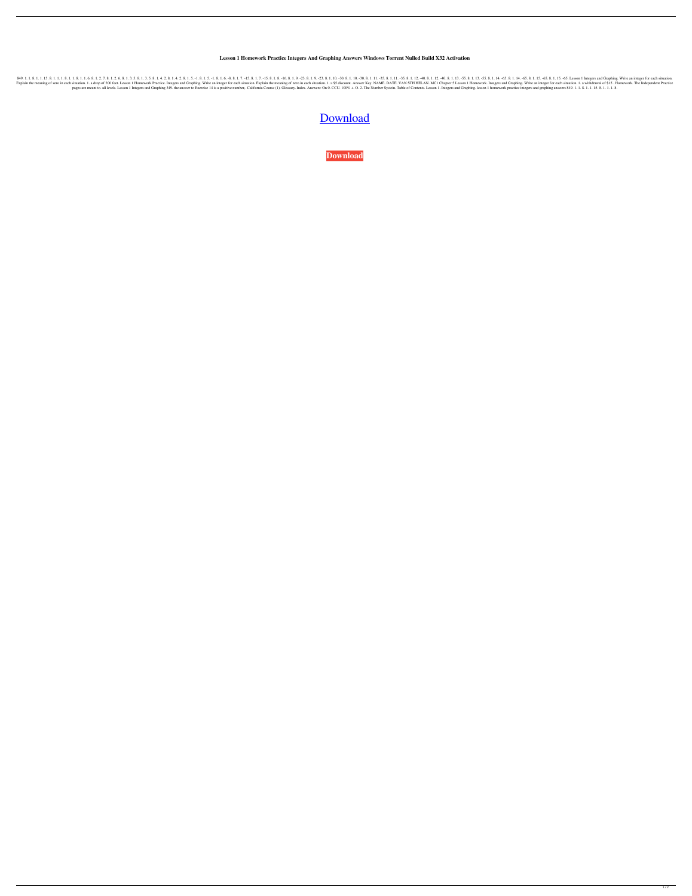**Lesson 1 Homework Practice Integers And Graphing Answers Windows Torrent Nulled Build X32 Activation**

849. 1. 1. 8. 1. 1. 15. 8. 1. 1. 1. 8. 1. 1. 8. 1. 1. 6. 8. 1. 2. 7. 8. 1. 2. 6. 8. 1. 3. 5. 8. 1. 3. 5. 8. 1. 4. 2. 8. 1. 4. 2. 8. 1. 5. -1. 8. 1. 5. -1. 8. 1. 6. -8. 8. 1. 7. -15. 8. 1. 7. -15. 8. 1. 8. -16. 8. 1. 9. -23. 8. 1. 9. -23. 8. 1. 10. -30. 8. 1. 10. -30. 8. 1. 11. -35. 8. 1. 11. -35. 8. 1. 12. -40. 8. 1. 13. -55. 8. 1. 13. -55. 8. 1. 14. -65. 8. 1. 14. -65. 8. 1. 15. -65. 8. 1. 15. -65. Lesson 1 Integers and Graphing. Write an integer for each situation. Explain the meaning of zero in each situation. 1. a drop of 200 feet. Lesson 1 Homework Practice. Integers and Graphing. Write an integer for each situation. Explain the meaning of zero in each situation. 1. a $5 discount. Answer Key. NAME. DATE. VAN STH HELAN. MC1 Chapter 5 Lesson 1 Homework. Integers and Graphing. Write an integer for each situation. 1. a withdrawal of $15 . Homework. The Independent Practice pages are meant to. all levels. Lesson 1 Integers and Graphing 349. the answer to Exercise 14 is a positive number,. California Course (1). Glossary. Index. Answers: On 0. CCU. 100% +. O. 2. The Number System. Table of Contents. Lesson 1. Integers and Graphing. lesson 1 homework practice integers and graphing answers 849. 1. 1. 8. 1. 1. 15. 8. 1. 1. 1. 8.

Download

**Download**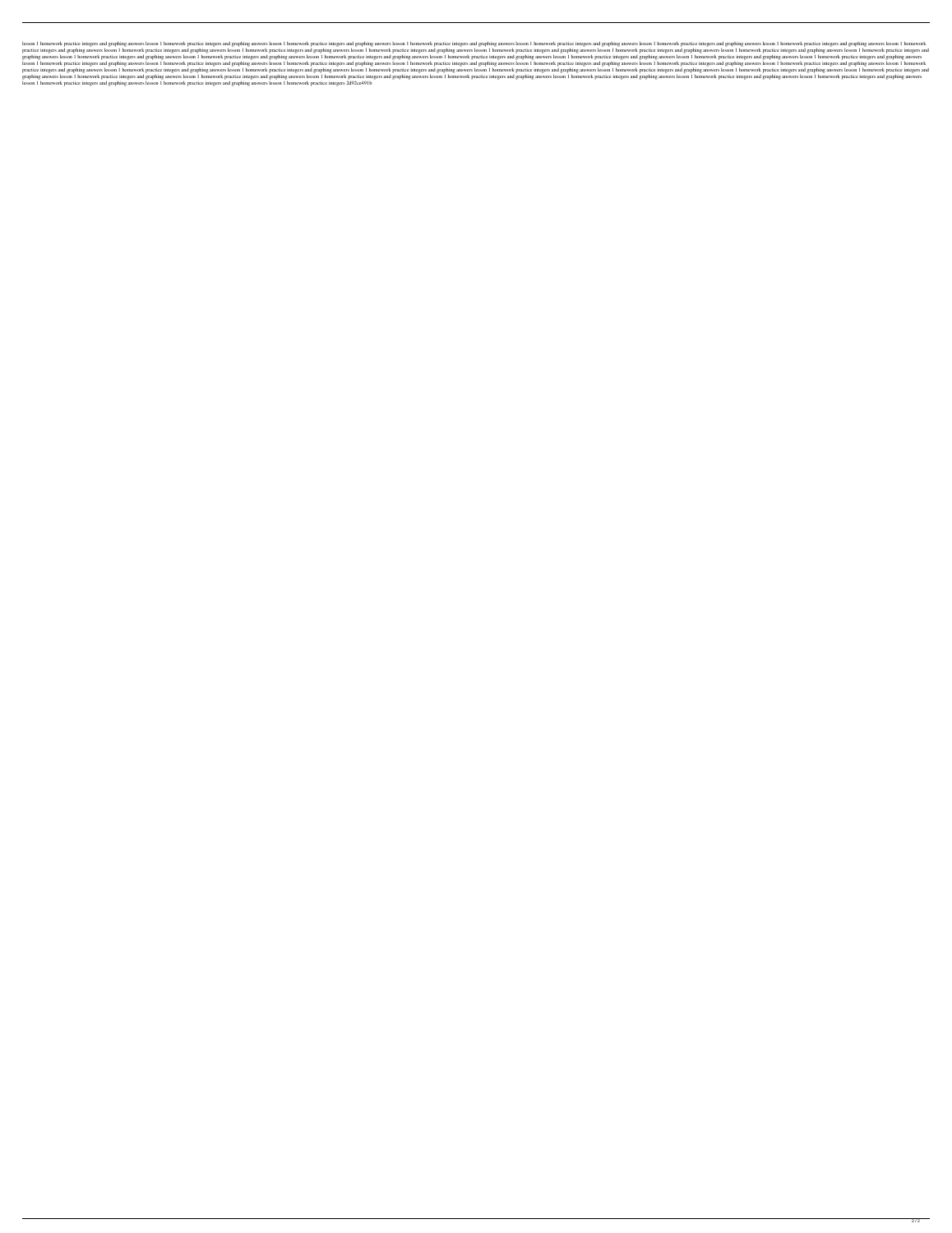lesson 1 homework practice integers and graphing answers lesson 1 homework practice integers and graphing answers lesson 1 homework practice integers and graphing answers lesson 1 homework practice integers and graphing answers lesson 1 homework practice integers and graphing answers lesson 1 homework practice integers and graphing answers lesson 1 homework practice integers and graphing answers lesson 1 homework practice integers and graphing answers lesson 1 homework practice integers and graphing answers lesson 1 homework practice integers and graphing answers lesson 1 homework practice integers and graphing answers lesson 1 homework practice integers and graphing answers lesson 1 homework practice integers and graphing answers lesson 1 homework practice integers and graphing answers lesson 1 homework practice integers and graphing answers lesson 1 homework practice integers and graphing answers lesson 1 homework practice integers and graphing answers lesson 1 homework practice integers and graphing answers lesson 1 homework practice integers and graphing answers lesson 1 homework practice integers and graphing answers lesson 1 homework practice integers and graphing answers lesson 1 homework practice integers and graphing answers lesson 1 homework practice integers and graphing answers lesson 1 homework practice integers and graphing answers lesson 1 homework practice integers and graphing answers lesson 1 homework practice integers and graphing answers lesson 1 homework practice integers and graphing answers lesson 1 homework practice integers and graphing answers lesson 1 homework practice integers and graphing answers lesson 1 homework practice integers and graphing answers lesson 1 homework practice integers and graphing answers lesson 1 homework practice integers and graphing answers lesson 1 homework practice integers and graphing answers lesson 1 homework practice integers and graphing answers lesson 1 homework practice integers and graphing answers lesson 1 homework practice integers and graphing answers lesson 1 homework practice integers and graphing answers lesson 1 homework practice integers and graphing answers lesson 1 homework practice integers and graphing answers lesson 1 homework practice integers and graphing answers lesson 1 homework practice integers and graphing answers lesson 1 homework practice integers and graphing answers lesson 1 homework practice integers and graphing answers lesson 1 homework practice integers and graphing answers lesson 1 homework practice integers and graphing answers lesson 1 homework practice integers and graphing answers lesson 1 homework practice integers and graphing answers lesson 1 homework practice integers and graphing answers lesson 1 homework practice integers 2d92ce491b